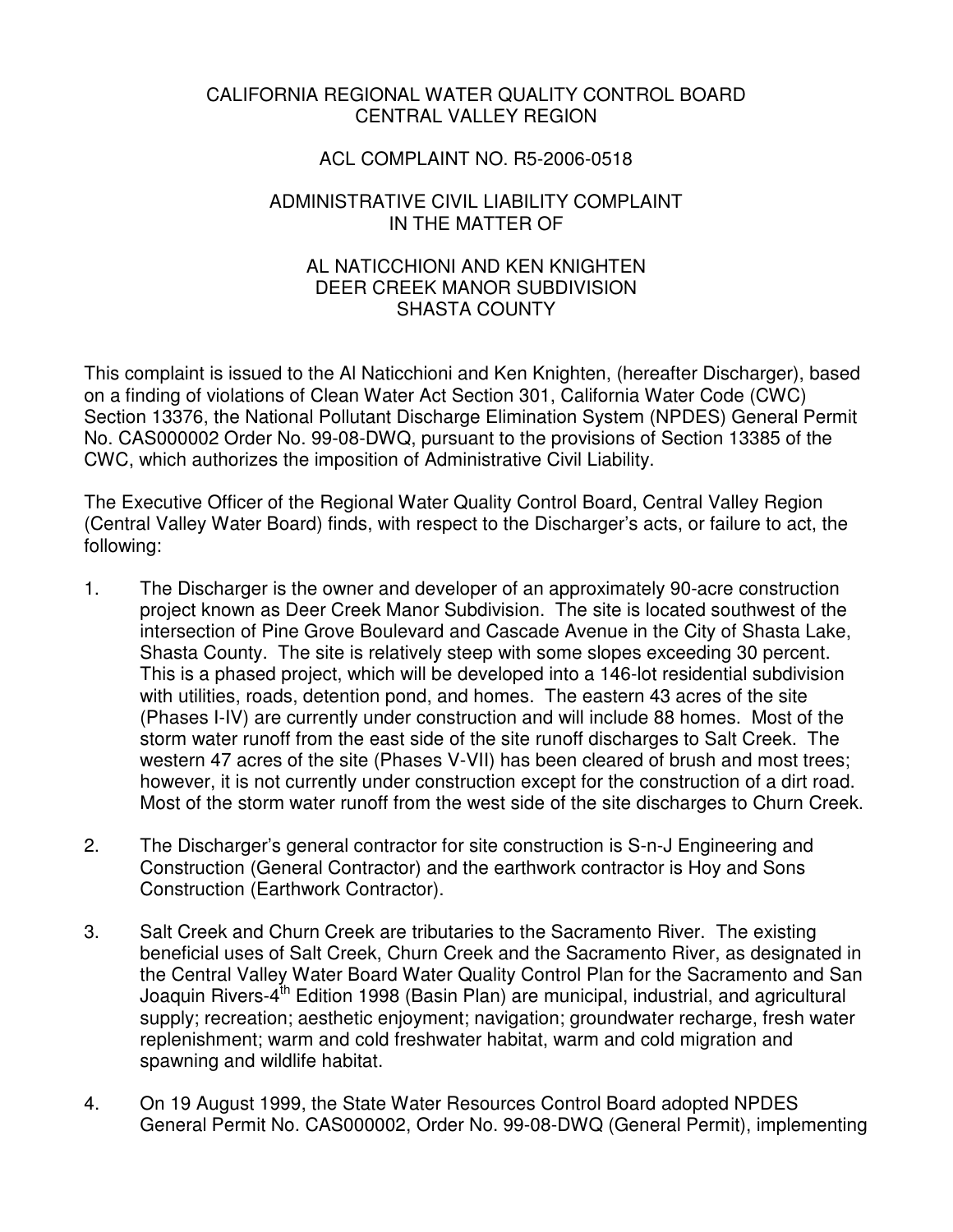CALIFORNIA REGIONAL WATER QUALITY CONTROL BOARD
CENTRAL VALLEY REGION

ACL COMPLAINT NO. R5-2006-0518

ADMINISTRATIVE CIVIL LIABILITY COMPLAINT
IN THE MATTER OF

AL NATICCHIONI AND KEN KNIGHTEN
DEER CREEK MANOR SUBDIVISION
SHASTA COUNTY

This complaint is issued to the Al Naticchioni and Ken Knighten, (hereafter Discharger), based on a finding of violations of Clean Water Act Section 301, California Water Code (CWC) Section 13376, the National Pollutant Discharge Elimination System (NPDES) General Permit No. CAS000002 Order No. 99-08-DWQ, pursuant to the provisions of Section 13385 of the CWC, which authorizes the imposition of Administrative Civil Liability.

The Executive Officer of the Regional Water Quality Control Board, Central Valley Region (Central Valley Water Board) finds, with respect to the Discharger's acts, or failure to act, the following:

1. The Discharger is the owner and developer of an approximately 90-acre construction project known as Deer Creek Manor Subdivision. The site is located southwest of the intersection of Pine Grove Boulevard and Cascade Avenue in the City of Shasta Lake, Shasta County. The site is relatively steep with some slopes exceeding 30 percent. This is a phased project, which will be developed into a 146-lot residential subdivision with utilities, roads, detention pond, and homes. The eastern 43 acres of the site (Phases I-IV) are currently under construction and will include 88 homes. Most of the storm water runoff from the east side of the site runoff discharges to Salt Creek. The western 47 acres of the site (Phases V-VII) has been cleared of brush and most trees; however, it is not currently under construction except for the construction of a dirt road. Most of the storm water runoff from the west side of the site discharges to Churn Creek.

2. The Discharger's general contractor for site construction is S-n-J Engineering and Construction (General Contractor) and the earthwork contractor is Hoy and Sons Construction (Earthwork Contractor).

3. Salt Creek and Churn Creek are tributaries to the Sacramento River. The existing beneficial uses of Salt Creek, Churn Creek and the Sacramento River, as designated in the Central Valley Water Board Water Quality Control Plan for the Sacramento and San Joaquin Rivers-4th Edition 1998 (Basin Plan) are municipal, industrial, and agricultural supply; recreation; aesthetic enjoyment; navigation; groundwater recharge, fresh water replenishment; warm and cold freshwater habitat, warm and cold migration and spawning and wildlife habitat.

4. On 19 August 1999, the State Water Resources Control Board adopted NPDES General Permit No. CAS000002, Order No. 99-08-DWQ (General Permit), implementing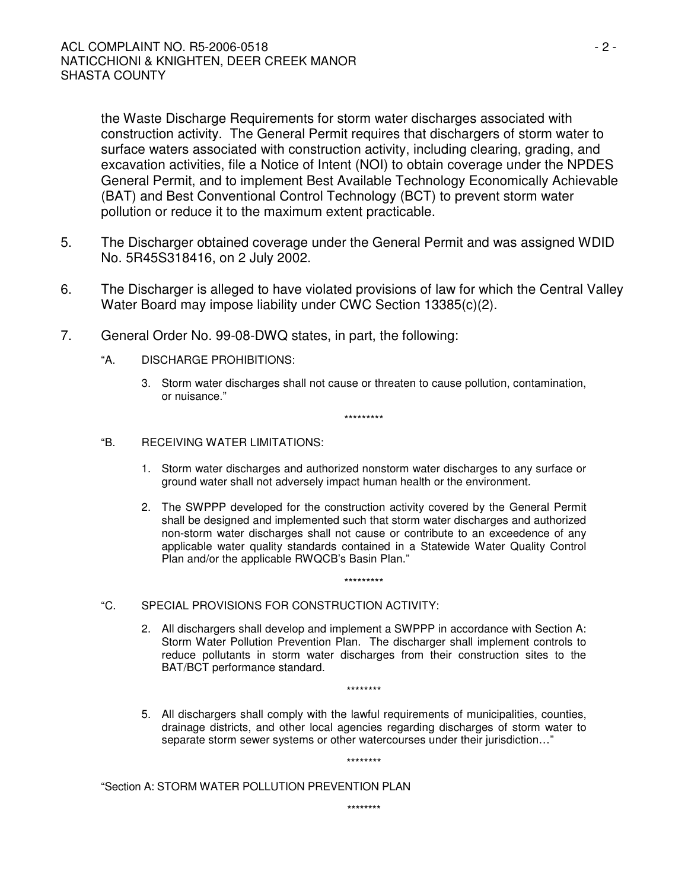the Waste Discharge Requirements for storm water discharges associated with construction activity. The General Permit requires that dischargers of storm water to surface waters associated with construction activity, including clearing, grading, and excavation activities, file a Notice of Intent (NOI) to obtain coverage under the NPDES General Permit, and to implement Best Available Technology Economically Achievable (BAT) and Best Conventional Control Technology (BCT) to prevent storm water pollution or reduce it to the maximum extent practicable.

5. The Discharger obtained coverage under the General Permit and was assigned WDID No. 5R45S318416, on 2 July 2002.

6. The Discharger is alleged to have violated provisions of law for which the Central Valley Water Board may impose liability under CWC Section 13385(c)(2).

7. General Order No. 99-08-DWQ states, in part, the following:

   "A. DISCHARGE PROHIBITIONS:

   3. Storm water discharges shall not cause or threaten to cause pollution, contamination, or nuisance."

*********

   "B. RECEIVING WATER LIMITATIONS:

   1. Storm water discharges and authorized nonstorm water discharges to any surface or ground water shall not adversely impact human health or the environment.

   2. The SWPPP developed for the construction activity covered by the General Permit shall be designed and implemented such that storm water discharges and authorized non-storm water discharges shall not cause or contribute to an exceedence of any applicable water quality standards contained in a Statewide Water Quality Control Plan and/or the applicable RWQCB's Basin Plan."

*********

   "C. SPECIAL PROVISIONS FOR CONSTRUCTION ACTIVITY:

   2. All dischargers shall develop and implement a SWPPP in accordance with Section A: Storm Water Pollution Prevention Plan. The discharger shall implement controls to reduce pollutants in storm water discharges from their construction sites to the BAT/BCT performance standard.

********

   5. All dischargers shall comply with the lawful requirements of municipalities, counties, drainage districts, and other local agencies regarding discharges of storm water to separate storm sewer systems or other watercourses under their jurisdiction…"

********

"Section A: STORM WATER POLLUTION PREVENTION PLAN

********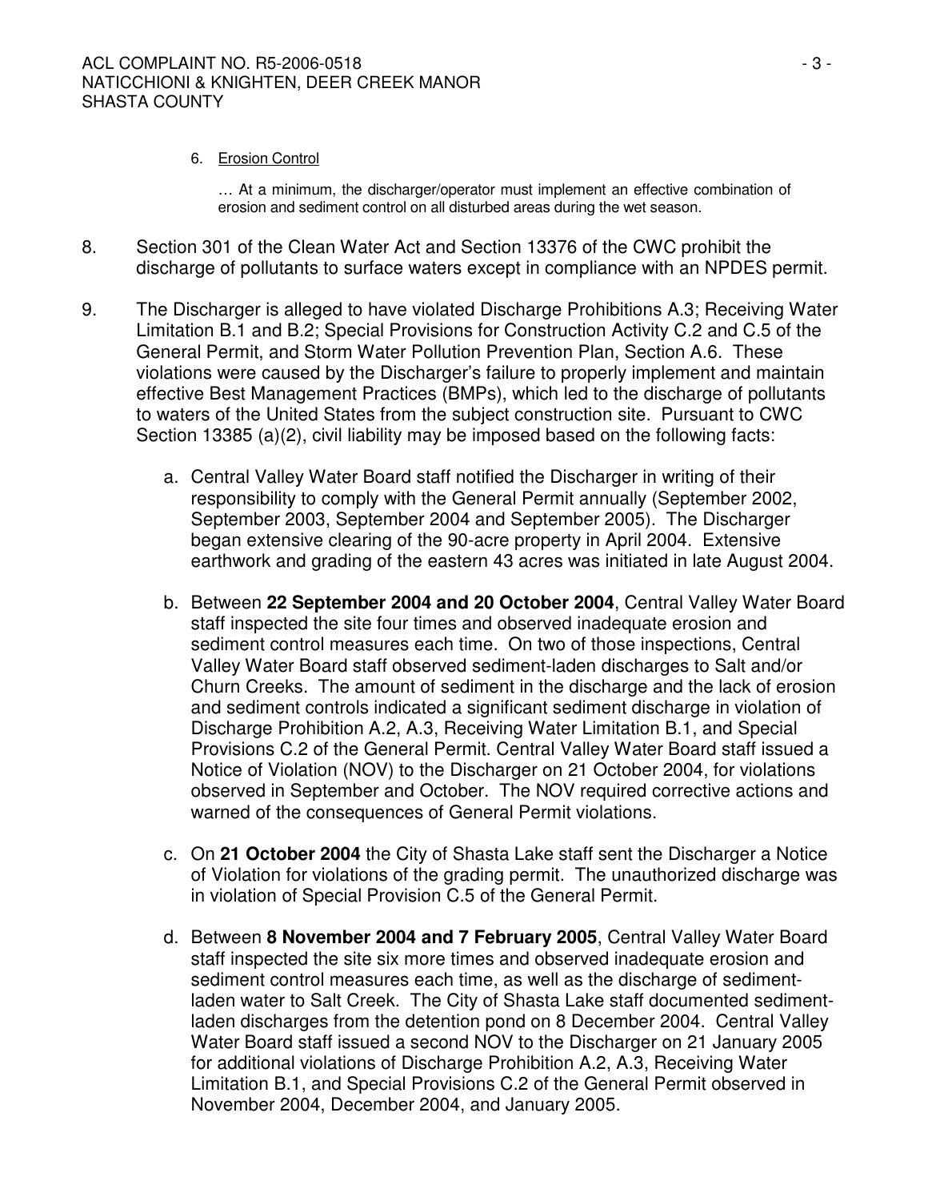6. Erosion Control

   … At a minimum, the discharger/operator must implement an effective combination of erosion and sediment control on all disturbed areas during the wet season.

8. Section 301 of the Clean Water Act and Section 13376 of the CWC prohibit the discharge of pollutants to surface waters except in compliance with an NPDES permit.

9. The Discharger is alleged to have violated Discharge Prohibitions A.3; Receiving Water Limitation B.1 and B.2; Special Provisions for Construction Activity C.2 and C.5 of the General Permit, and Storm Water Pollution Prevention Plan, Section A.6. These violations were caused by the Discharger's failure to properly implement and maintain effective Best Management Practices (BMPs), which led to the discharge of pollutants to waters of the United States from the subject construction site. Pursuant to CWC Section 13385 (a)(2), civil liability may be imposed based on the following facts:

   a. Central Valley Water Board staff notified the Discharger in writing of their responsibility to comply with the General Permit annually (September 2002, September 2003, September 2004 and September 2005). The Discharger began extensive clearing of the 90-acre property in April 2004. Extensive earthwork and grading of the eastern 43 acres was initiated in late August 2004.

   b. Between **22 September 2004 and 20 October 2004**, Central Valley Water Board staff inspected the site four times and observed inadequate erosion and sediment control measures each time. On two of those inspections, Central Valley Water Board staff observed sediment-laden discharges to Salt and/or Churn Creeks. The amount of sediment in the discharge and the lack of erosion and sediment controls indicated a significant sediment discharge in violation of Discharge Prohibition A.2, A.3, Receiving Water Limitation B.1, and Special Provisions C.2 of the General Permit. Central Valley Water Board staff issued a Notice of Violation (NOV) to the Discharger on 21 October 2004, for violations observed in September and October. The NOV required corrective actions and warned of the consequences of General Permit violations.

   c. On **21 October 2004** the City of Shasta Lake staff sent the Discharger a Notice of Violation for violations of the grading permit. The unauthorized discharge was in violation of Special Provision C.5 of the General Permit.

   d. Between **8 November 2004 and 7 February 2005**, Central Valley Water Board staff inspected the site six more times and observed inadequate erosion and sediment control measures each time, as well as the discharge of sediment-laden water to Salt Creek. The City of Shasta Lake staff documented sediment-laden discharges from the detention pond on 8 December 2004. Central Valley Water Board staff issued a second NOV to the Discharger on 21 January 2005 for additional violations of Discharge Prohibition A.2, A.3, Receiving Water Limitation B.1, and Special Provisions C.2 of the General Permit observed in November 2004, December 2004, and January 2005.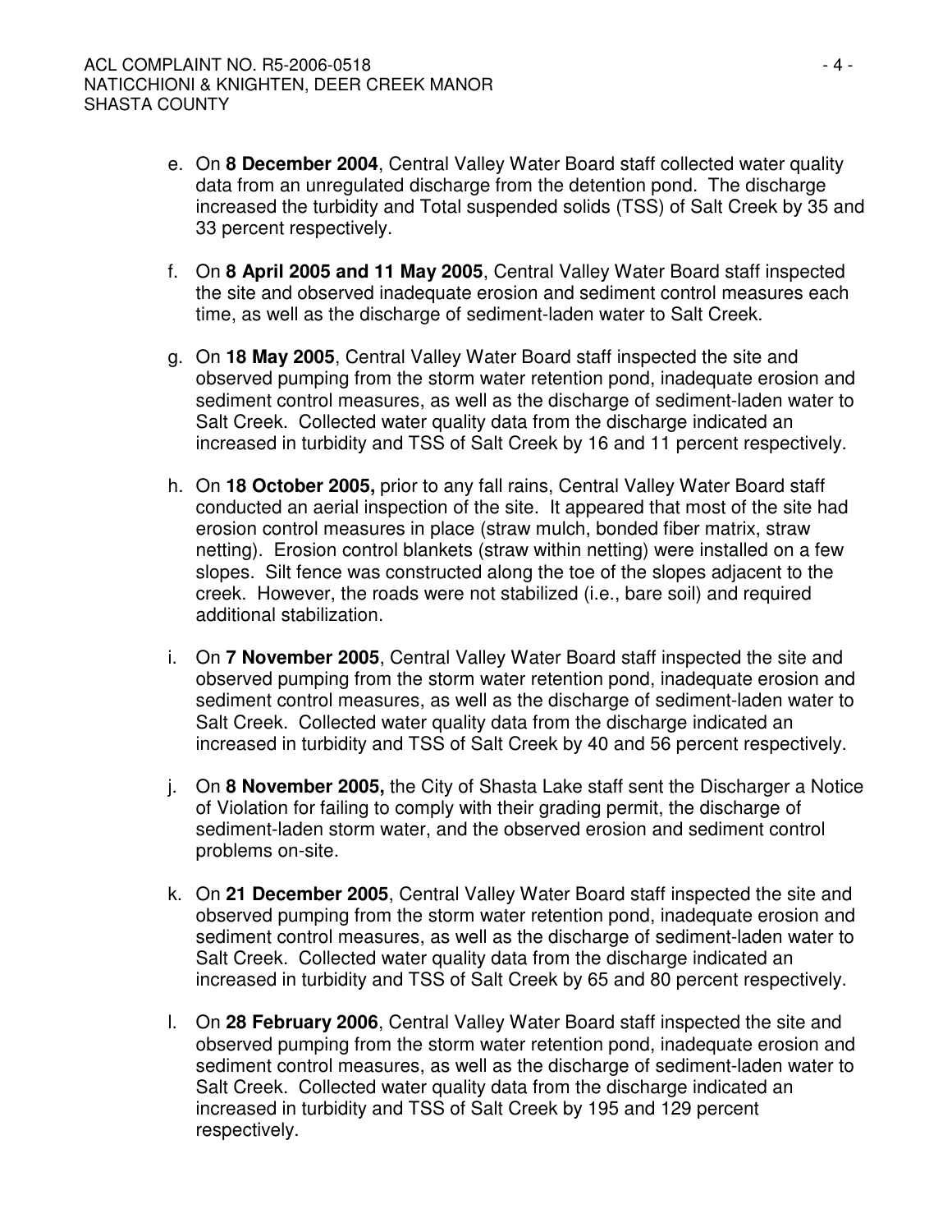e. On **8 December 2004**, Central Valley Water Board staff collected water quality data from an unregulated discharge from the detention pond. The discharge increased the turbidity and Total suspended solids (TSS) of Salt Creek by 35 and 33 percent respectively.

f. On **8 April 2005 and 11 May 2005**, Central Valley Water Board staff inspected the site and observed inadequate erosion and sediment control measures each time, as well as the discharge of sediment-laden water to Salt Creek.

g. On **18 May 2005**, Central Valley Water Board staff inspected the site and observed pumping from the storm water retention pond, inadequate erosion and sediment control measures, as well as the discharge of sediment-laden water to Salt Creek. Collected water quality data from the discharge indicated an increased in turbidity and TSS of Salt Creek by 16 and 11 percent respectively.

h. On **18 October 2005,** prior to any fall rains, Central Valley Water Board staff conducted an aerial inspection of the site. It appeared that most of the site had erosion control measures in place (straw mulch, bonded fiber matrix, straw netting). Erosion control blankets (straw within netting) were installed on a few slopes. Silt fence was constructed along the toe of the slopes adjacent to the creek. However, the roads were not stabilized (i.e., bare soil) and required additional stabilization.

i. On **7 November 2005**, Central Valley Water Board staff inspected the site and observed pumping from the storm water retention pond, inadequate erosion and sediment control measures, as well as the discharge of sediment-laden water to Salt Creek. Collected water quality data from the discharge indicated an increased in turbidity and TSS of Salt Creek by 40 and 56 percent respectively.

j. On **8 November 2005,** the City of Shasta Lake staff sent the Discharger a Notice of Violation for failing to comply with their grading permit, the discharge of sediment-laden storm water, and the observed erosion and sediment control problems on-site.

k. On **21 December 2005**, Central Valley Water Board staff inspected the site and observed pumping from the storm water retention pond, inadequate erosion and sediment control measures, as well as the discharge of sediment-laden water to Salt Creek. Collected water quality data from the discharge indicated an increased in turbidity and TSS of Salt Creek by 65 and 80 percent respectively.

l. On **28 February 2006**, Central Valley Water Board staff inspected the site and observed pumping from the storm water retention pond, inadequate erosion and sediment control measures, as well as the discharge of sediment-laden water to Salt Creek. Collected water quality data from the discharge indicated an increased in turbidity and TSS of Salt Creek by 195 and 129 percent respectively.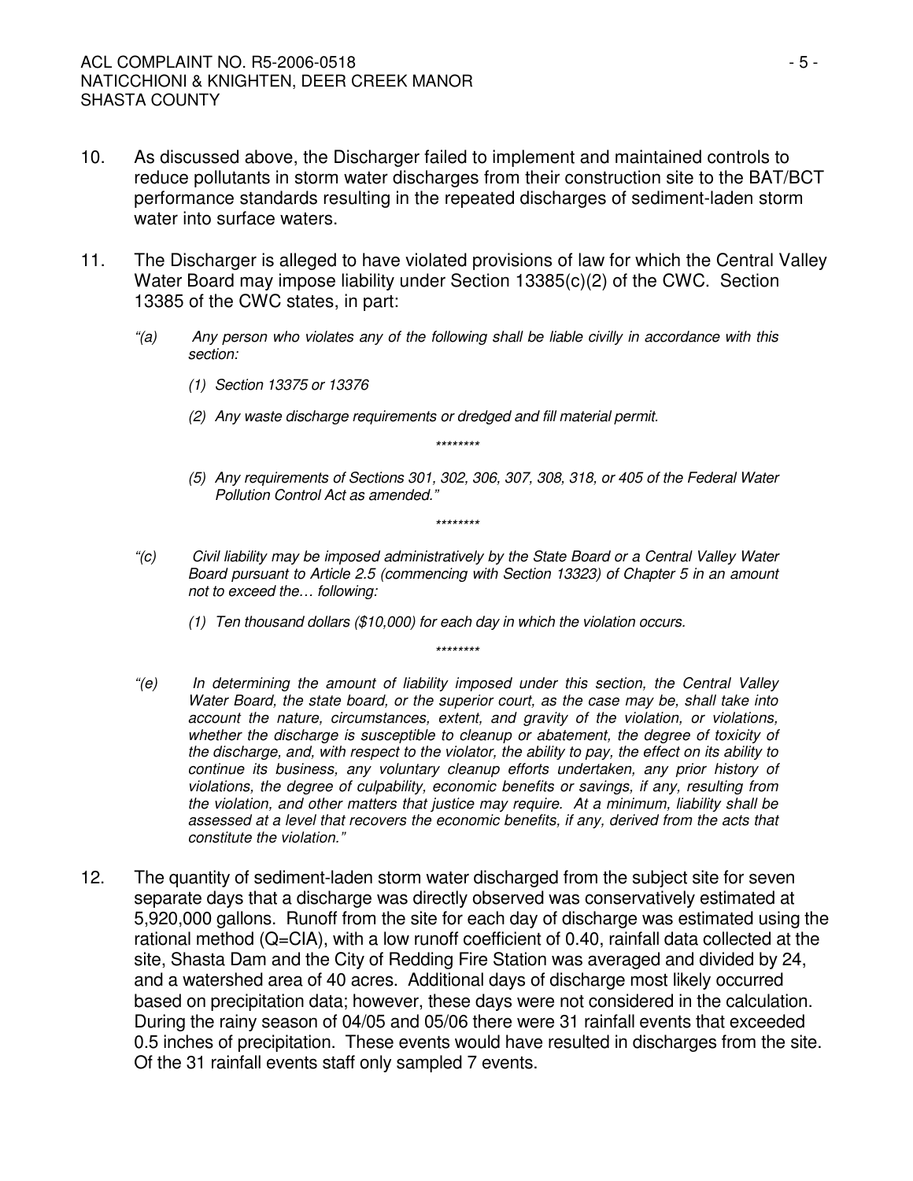10. As discussed above, the Discharger failed to implement and maintained controls to reduce pollutants in storm water discharges from their construction site to the BAT/BCT performance standards resulting in the repeated discharges of sediment-laden storm water into surface waters.

11. The Discharger is alleged to have violated provisions of law for which the Central Valley Water Board may impose liability under Section 13385(c)(2) of the CWC. Section 13385 of the CWC states, in part:

    *"(a) Any person who violates any of the following shall be liable civilly in accordance with this section:*

    *(1) Section 13375 or 13376*

    *(2) Any waste discharge requirements or dredged and fill material permit.*

    *\*\*\*\*\*\*\*\**

    *(5) Any requirements of Sections 301, 302, 306, 307, 308, 318, or 405 of the Federal Water Pollution Control Act as amended."*

    *\*\*\*\*\*\*\*\**

    *"(c) Civil liability may be imposed administratively by the State Board or a Central Valley Water Board pursuant to Article 2.5 (commencing with Section 13323) of Chapter 5 in an amount not to exceed the… following:*

    *(1) Ten thousand dollars ($10,000) for each day in which the violation occurs.*

    *\*\*\*\*\*\*\*\**

    *"(e) In determining the amount of liability imposed under this section, the Central Valley Water Board, the state board, or the superior court, as the case may be, shall take into account the nature, circumstances, extent, and gravity of the violation, or violations, whether the discharge is susceptible to cleanup or abatement, the degree of toxicity of the discharge, and, with respect to the violator, the ability to pay, the effect on its ability to continue its business, any voluntary cleanup efforts undertaken, any prior history of violations, the degree of culpability, economic benefits or savings, if any, resulting from the violation, and other matters that justice may require. At a minimum, liability shall be assessed at a level that recovers the economic benefits, if any, derived from the acts that constitute the violation."*

12. The quantity of sediment-laden storm water discharged from the subject site for seven separate days that a discharge was directly observed was conservatively estimated at 5,920,000 gallons. Runoff from the site for each day of discharge was estimated using the rational method (Q=CIA), with a low runoff coefficient of 0.40, rainfall data collected at the site, Shasta Dam and the City of Redding Fire Station was averaged and divided by 24, and a watershed area of 40 acres. Additional days of discharge most likely occurred based on precipitation data; however, these days were not considered in the calculation. During the rainy season of 04/05 and 05/06 there were 31 rainfall events that exceeded 0.5 inches of precipitation. These events would have resulted in discharges from the site. Of the 31 rainfall events staff only sampled 7 events.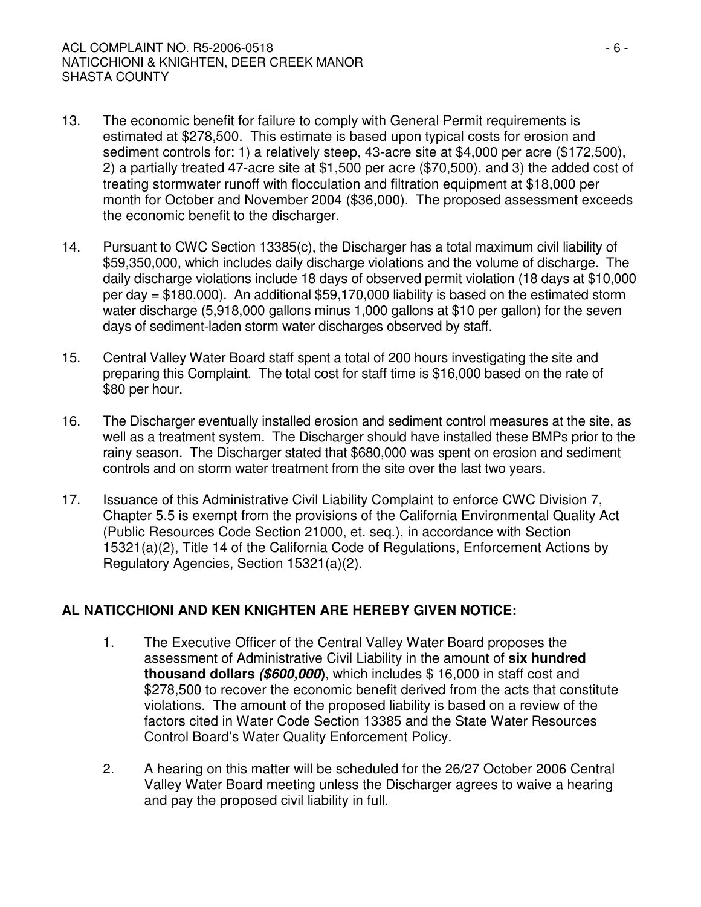13. The economic benefit for failure to comply with General Permit requirements is estimated at $278,500. This estimate is based upon typical costs for erosion and sediment controls for: 1) a relatively steep, 43-acre site at $4,000 per acre ($172,500), 2) a partially treated 47-acre site at $1,500 per acre ($70,500), and 3) the added cost of treating stormwater runoff with flocculation and filtration equipment at $18,000 per month for October and November 2004 ($36,000). The proposed assessment exceeds the economic benefit to the discharger.

14. Pursuant to CWC Section 13385(c), the Discharger has a total maximum civil liability of $59,350,000, which includes daily discharge violations and the volume of discharge. The daily discharge violations include 18 days of observed permit violation (18 days at $10,000 per day = $180,000). An additional $59,170,000 liability is based on the estimated storm water discharge (5,918,000 gallons minus 1,000 gallons at $10 per gallon) for the seven days of sediment-laden storm water discharges observed by staff.

15. Central Valley Water Board staff spent a total of 200 hours investigating the site and preparing this Complaint. The total cost for staff time is $16,000 based on the rate of $80 per hour.

16. The Discharger eventually installed erosion and sediment control measures at the site, as well as a treatment system. The Discharger should have installed these BMPs prior to the rainy season. The Discharger stated that $680,000 was spent on erosion and sediment controls and on storm water treatment from the site over the last two years.

17. Issuance of this Administrative Civil Liability Complaint to enforce CWC Division 7, Chapter 5.5 is exempt from the provisions of the California Environmental Quality Act (Public Resources Code Section 21000, et. seq.), in accordance with Section 15321(a)(2), Title 14 of the California Code of Regulations, Enforcement Actions by Regulatory Agencies, Section 15321(a)(2).

**AL NATICCHIONI AND KEN KNIGHTEN ARE HEREBY GIVEN NOTICE:**

1. The Executive Officer of the Central Valley Water Board proposes the assessment of Administrative Civil Liability in the amount of **six hundred thousand dollars *($600,000)***, which includes $ 16,000 in staff cost and $278,500 to recover the economic benefit derived from the acts that constitute violations. The amount of the proposed liability is based on a review of the factors cited in Water Code Section 13385 and the State Water Resources Control Board's Water Quality Enforcement Policy.

2. A hearing on this matter will be scheduled for the 26/27 October 2006 Central Valley Water Board meeting unless the Discharger agrees to waive a hearing and pay the proposed civil liability in full.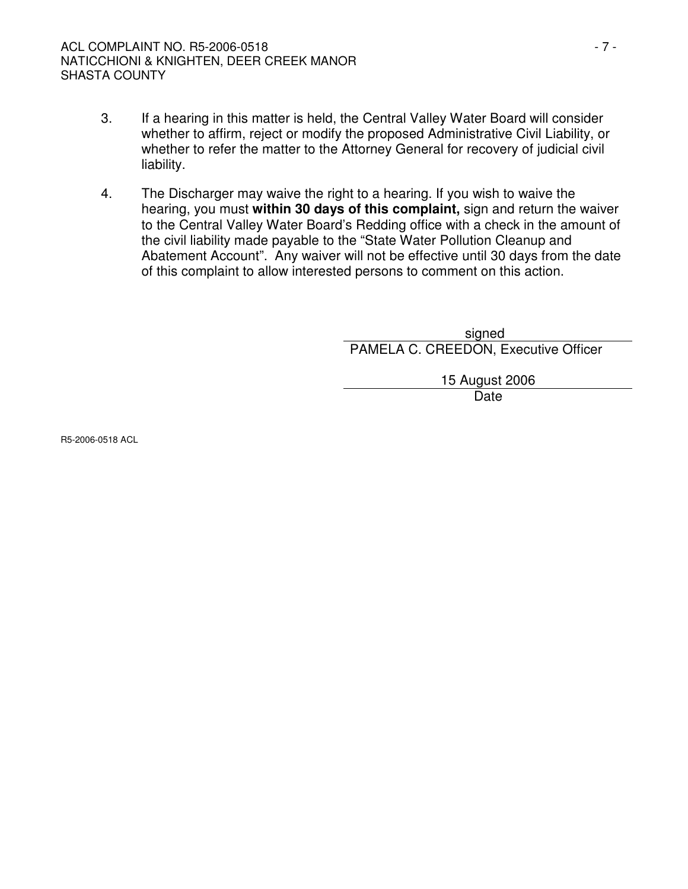3. If a hearing in this matter is held, the Central Valley Water Board will consider whether to affirm, reject or modify the proposed Administrative Civil Liability, or whether to refer the matter to the Attorney General for recovery of judicial civil liability.

4. The Discharger may waive the right to a hearing. If you wish to waive the hearing, you must **within 30 days of this complaint,** sign and return the waiver to the Central Valley Water Board's Redding office with a check in the amount of the civil liability made payable to the "State Water Pollution Cleanup and Abatement Account". Any waiver will not be effective until 30 days from the date of this complaint to allow interested persons to comment on this action.

signed
PAMELA C. CREEDON, Executive Officer

15 August 2006
Date

R5-2006-0518 ACL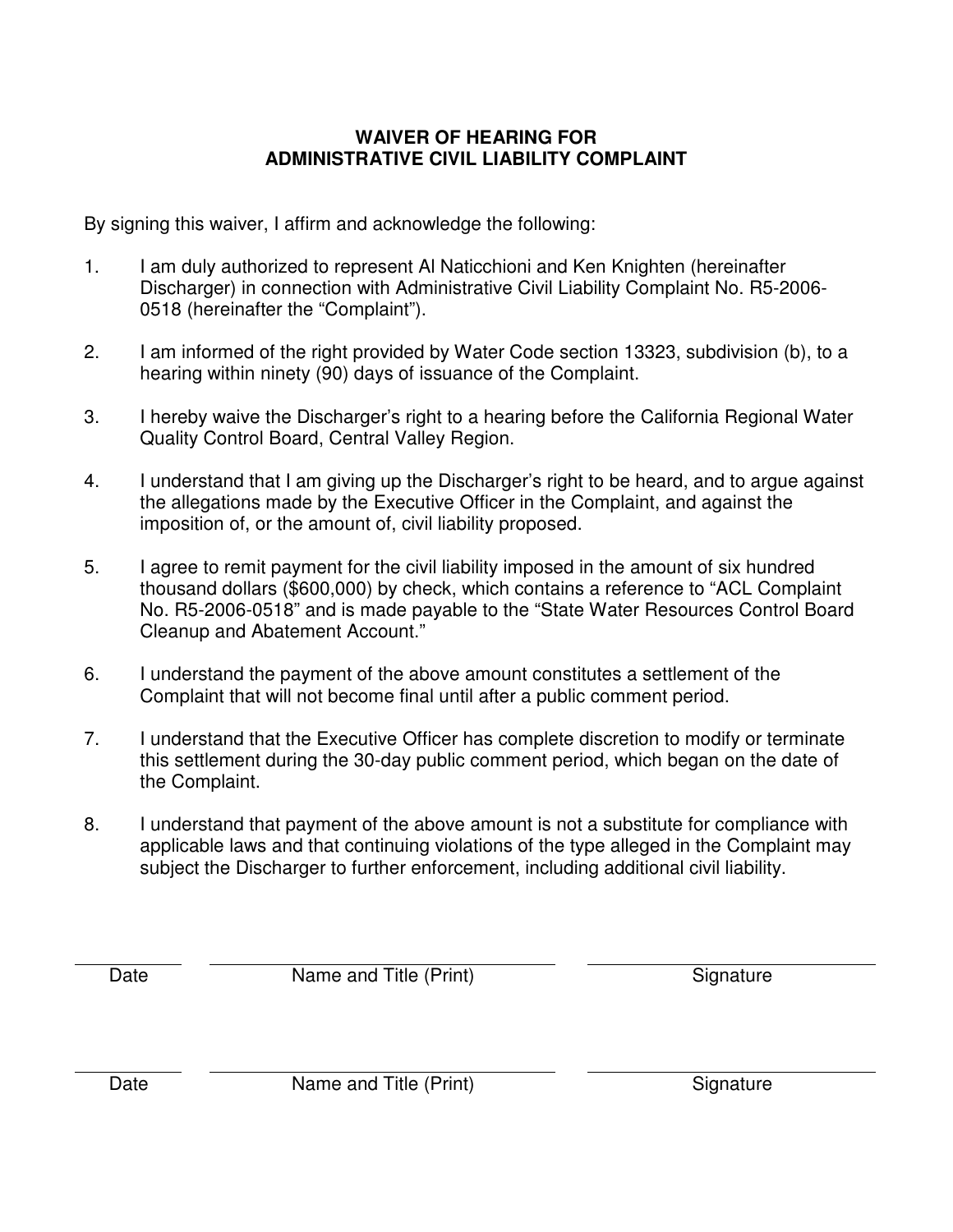**WAIVER OF HEARING FOR**
**ADMINISTRATIVE CIVIL LIABILITY COMPLAINT**

By signing this waiver, I affirm and acknowledge the following:

1. I am duly authorized to represent Al Naticchioni and Ken Knighten (hereinafter Discharger) in connection with Administrative Civil Liability Complaint No. R5-2006-0518 (hereinafter the "Complaint").

2. I am informed of the right provided by Water Code section 13323, subdivision (b), to a hearing within ninety (90) days of issuance of the Complaint.

3. I hereby waive the Discharger's right to a hearing before the California Regional Water Quality Control Board, Central Valley Region.

4. I understand that I am giving up the Discharger's right to be heard, and to argue against the allegations made by the Executive Officer in the Complaint, and against the imposition of, or the amount of, civil liability proposed.

5. I agree to remit payment for the civil liability imposed in the amount of six hundred thousand dollars ($600,000) by check, which contains a reference to "ACL Complaint No. R5-2006-0518" and is made payable to the "State Water Resources Control Board Cleanup and Abatement Account."

6. I understand the payment of the above amount constitutes a settlement of the Complaint that will not become final until after a public comment period.

7. I understand that the Executive Officer has complete discretion to modify or terminate this settlement during the 30-day public comment period, which began on the date of the Complaint.

8. I understand that payment of the above amount is not a substitute for compliance with applicable laws and that continuing violations of the type alleged in the Complaint may subject the Discharger to further enforcement, including additional civil liability.

| | | |
|---|---|---|
| Date | Name and Title (Print) | Signature |
| | | |
| Date | Name and Title (Print) | Signature |